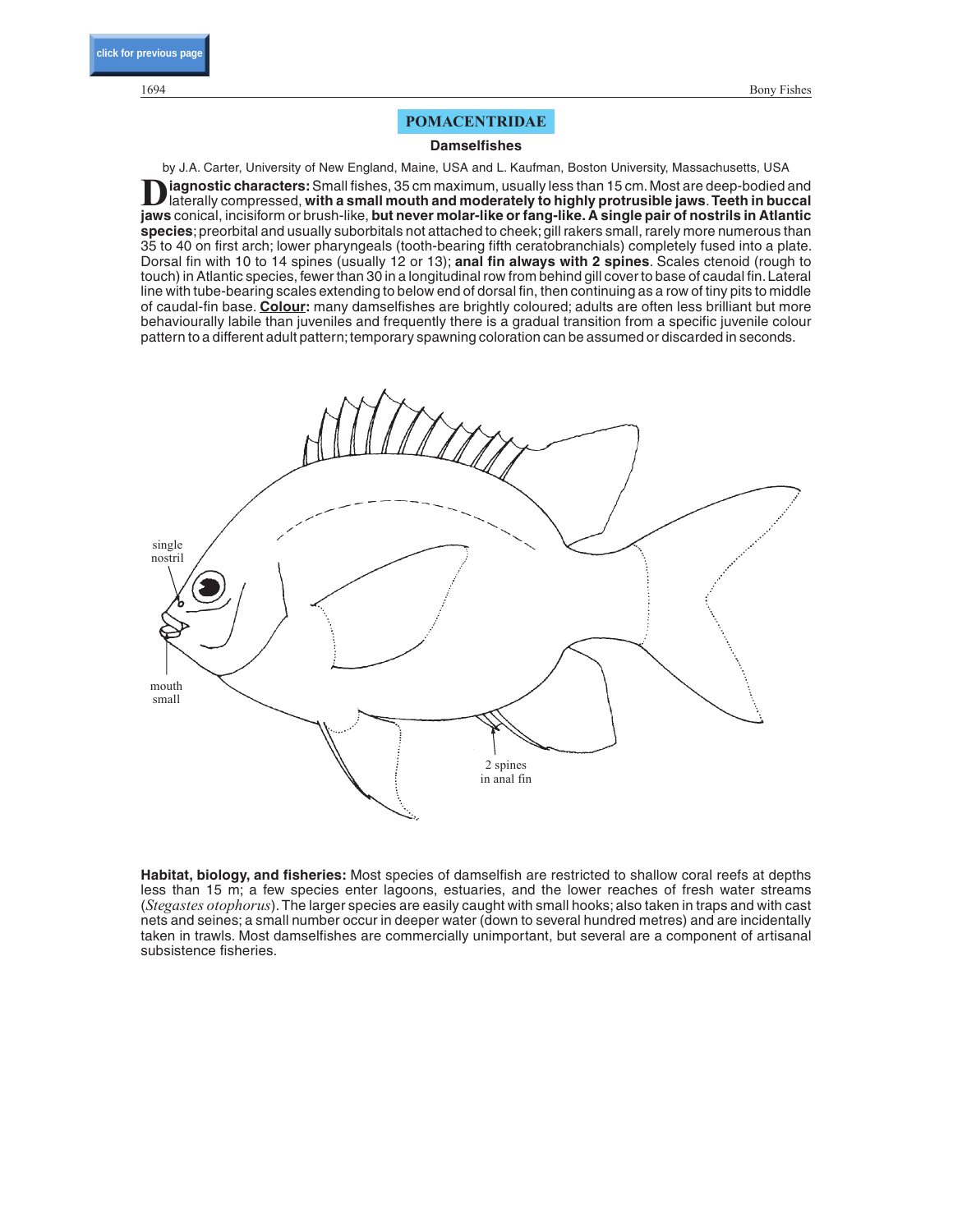# POMACENTRIDAE

## Damselfishes

by J.A. Carter, University of New England, Maine, USA and L. Kaufman, Boston University, Massachusetts, USA

**Diagnostic characters:** Small fishes, 35 cm maximum, usually less than 15 cm. Most are deep-bodied and laterally compressed, **with a small mouth and moderately to highly protrusible jaws**. **Teeth in buccal jaws** conical, incisiform or brush-like, **but never molar-like or fang-like. A single pair of nostrils in Atlantic species**; preorbital and usually suborbitals not attached to cheek; gill rakers small, rarely more numerous than 35 to 40 on first arch; lower pharyngeals (tooth-bearing fifth ceratobranchials) completely fused into a plate. Dorsal fin with 10 to 14 spines (usually 12 or 13); **anal fin always with 2 spines**. Scales ctenoid (rough to touch) in Atlantic species, fewer than 30 in a longitudinal row from behind gill cover to base of caudal fin. Lateral line with tube-bearing scales extending to below end of dorsal fin, then continuing as a row of tiny pits to middle of caudal-fin base. **Colour:** many damselfishes are brightly coloured; adults are often less brilliant but more behaviourally labile than juveniles and frequently there is a gradual transition from a specific juvenile colour pattern to a different adult pattern; temporary spawning coloration can be assumed or discarded in seconds.

**Habitat, biology, and fisheries:** Most species of damselfish are restricted to shallow coral reefs at depths less than 15 m; a few species enter lagoons, estuaries, and the lower reaches of fresh water streams (*Stegastes otophorus*). The larger species are easily caught with small hooks; also taken in traps and with cast nets and seines; a small number occur in deeper water (down to several hundred metres) and are incidentally taken in trawls. Most damselfishes are commercially unimportant, but several are a component of artisanal subsistence fisheries.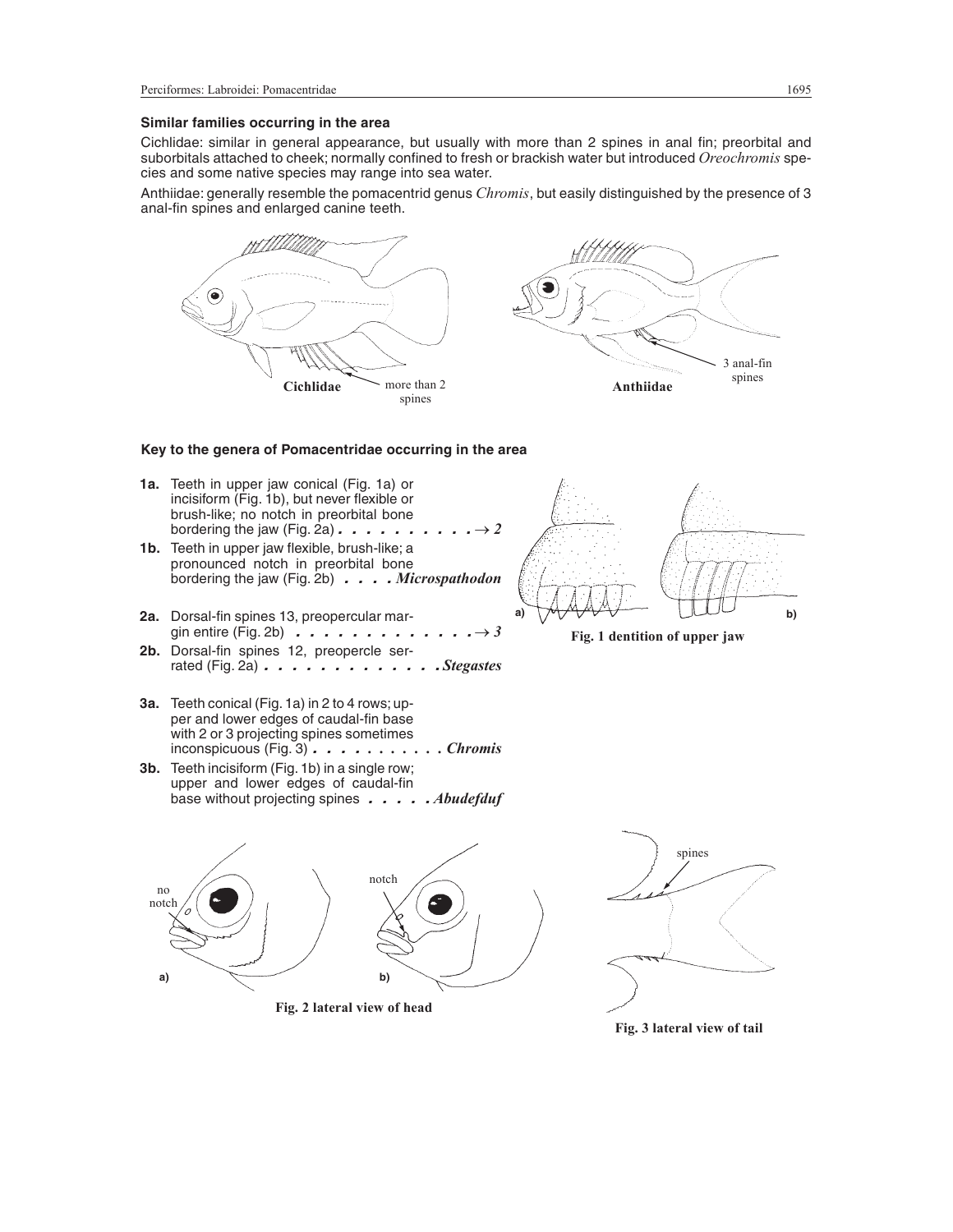### Similar families occurring in the area

Cichlidae: similar in general appearance, but usually with more than 2 spines in anal fin; preorbital and suborbitals attached to cheek; normally confined to fresh or brackish water but introduced *Oreochromis* species and some native species may range into sea water.

Anthiidae: generally resemble the pomacentrid genus *Chromis*, but easily distinguished by the presence of 3 anal-fin spines and enlarged canine teeth.

**Cichlidae** — more than 2 spines

**Anthiidae** — 3 anal-fin spines

### Key to the genera of Pomacentridae occurring in the area

**1a.** Teeth in upper jaw conical (Fig. 1a) or incisiform (Fig. 1b), but never flexible or brush-like; no notch in preorbital bone bordering the jaw (Fig. 2a) . . . . . . . . . . → *2*

**1b.** Teeth in upper jaw flexible, brush-like; a pronounced notch in preorbital bone bordering the jaw (Fig. 2b) . . . . ***Microspathodon***

**2a.** Dorsal-fin spines 13, preopercular margin entire (Fig. 2b) . . . . . . . . . . . . . → *3*

**2b.** Dorsal-fin spines 12, preopercle serrated (Fig. 2a) . . . . . . . . . . . . ***Stegastes***

**3a.** Teeth conical (Fig. 1a) in 2 to 4 rows; upper and lower edges of caudal-fin base with 2 or 3 projecting spines sometimes inconspicuous (Fig. 3) . . . . . . . . . . ***Chromis***

**3b.** Teeth incisiform (Fig. 1b) in a single row; upper and lower edges of caudal-fin base without projecting spines . . . . . ***Abudefduf***

**Fig. 1 dentition of upper jaw**

a) no notch b) notch

**Fig. 2 lateral view of head**

spines

**Fig. 3 lateral view of tail**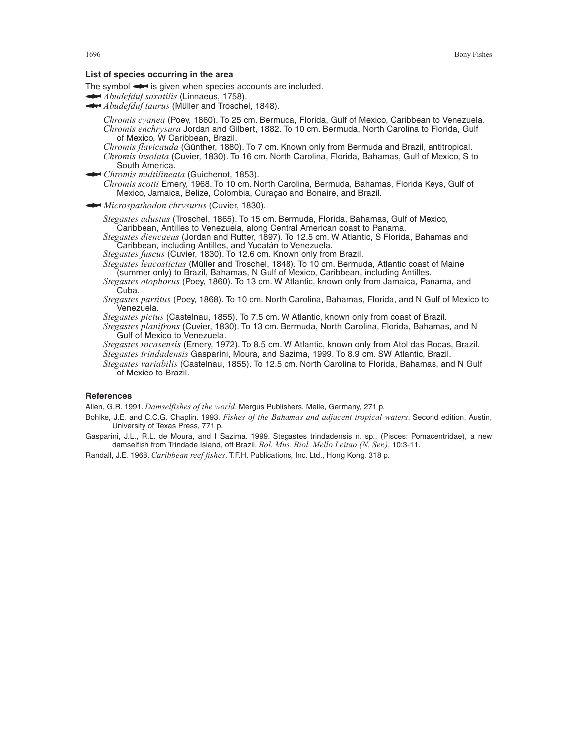**List of species occurring in the area**

The symbol ➡ is given when species accounts are included.

➡ *Abudefduf saxatilis* (Linnaeus, 1758).

➡ *Abudefduf taurus* (Müller and Troschel, 1848).

*Chromis cyanea* (Poey, 1860). To 25 cm. Bermuda, Florida, Gulf of Mexico, Caribbean to Venezuela.

*Chromis enchrysura* Jordan and Gilbert, 1882. To 10 cm. Bermuda, North Carolina to Florida, Gulf of Mexico, W Caribbean, Brazil.

*Chromis flavicauda* (Günther, 1880). To 7 cm. Known only from Bermuda and Brazil, antitropical.

*Chromis insolata* (Cuvier, 1830). To 16 cm. North Carolina, Florida, Bahamas, Gulf of Mexico, S to South America.

➡ *Chromis multilineata* (Guichenot, 1853).

*Chromis scotti* Emery, 1968. To 10 cm. North Carolina, Bermuda, Bahamas, Florida Keys, Gulf of Mexico, Jamaica, Belize, Colombia, Curaçao and Bonaire, and Brazil.

➡ *Microspathodon chrysurus* (Cuvier, 1830).

*Stegastes adustus* (Troschel, 1865). To 15 cm. Bermuda, Florida, Bahamas, Gulf of Mexico, Caribbean, Antilles to Venezuela, along Central American coast to Panama.

*Stegastes diencaeus* (Jordan and Rutter, 1897). To 12.5 cm. W Atlantic, S Florida, Bahamas and Caribbean, including Antilles, and Yucatán to Venezuela.

*Stegastes fuscus* (Cuvier, 1830). To 12.6 cm. Known only from Brazil.

*Stegastes leucostictus* (Müller and Troschel, 1848). To 10 cm. Bermuda, Atlantic coast of Maine (summer only) to Brazil, Bahamas, N Gulf of Mexico, Caribbean, including Antilles.

*Stegastes otophorus* (Poey, 1860). To 13 cm. W Atlantic, known only from Jamaica, Panama, and Cuba.

*Stegastes partitus* (Poey, 1868). To 10 cm. North Carolina, Bahamas, Florida, and N Gulf of Mexico to Venezuela.

*Stegastes pictus* (Castelnau, 1855). To 7.5 cm. W Atlantic, known only from coast of Brazil.

*Stegastes planifrons* (Cuvier, 1830). To 13 cm. Bermuda, North Carolina, Florida, Bahamas, and N Gulf of Mexico to Venezuela.

*Stegastes rocasensis* (Emery, 1972). To 8.5 cm. W Atlantic, known only from Atol das Rocas, Brazil.

*Stegastes trindadensis* Gasparini, Moura, and Sazima, 1999. To 8.9 cm. SW Atlantic, Brazil.

*Stegastes variabilis* (Castelnau, 1855). To 12.5 cm. North Carolina to Florida, Bahamas, and N Gulf of Mexico to Brazil.

**References**

Allen, G.R. 1991. *Damselfishes of the world*. Mergus Publishers, Melle, Germany, 271 p.

Bohlke, J.E. and C.C.G. Chaplin. 1993. *Fishes of the Bahamas and adjacent tropical waters*. Second edition. Austin, University of Texas Press, 771 p.

Gasparini, J.L., R.L. de Moura, and I Sazima. 1999. Stegastes trindadensis n. sp., (Pisces: Pomacentridae), a new damselfish from Trindade Island, off Brazil. *Bol. Mus. Biol. Mello Leitao (N. Ser.)*, 10:3-11.

Randall, J.E. 1968. *Caribbean reef fishes*. T.F.H. Publications, Inc. Ltd., Hong Kong. 318 p.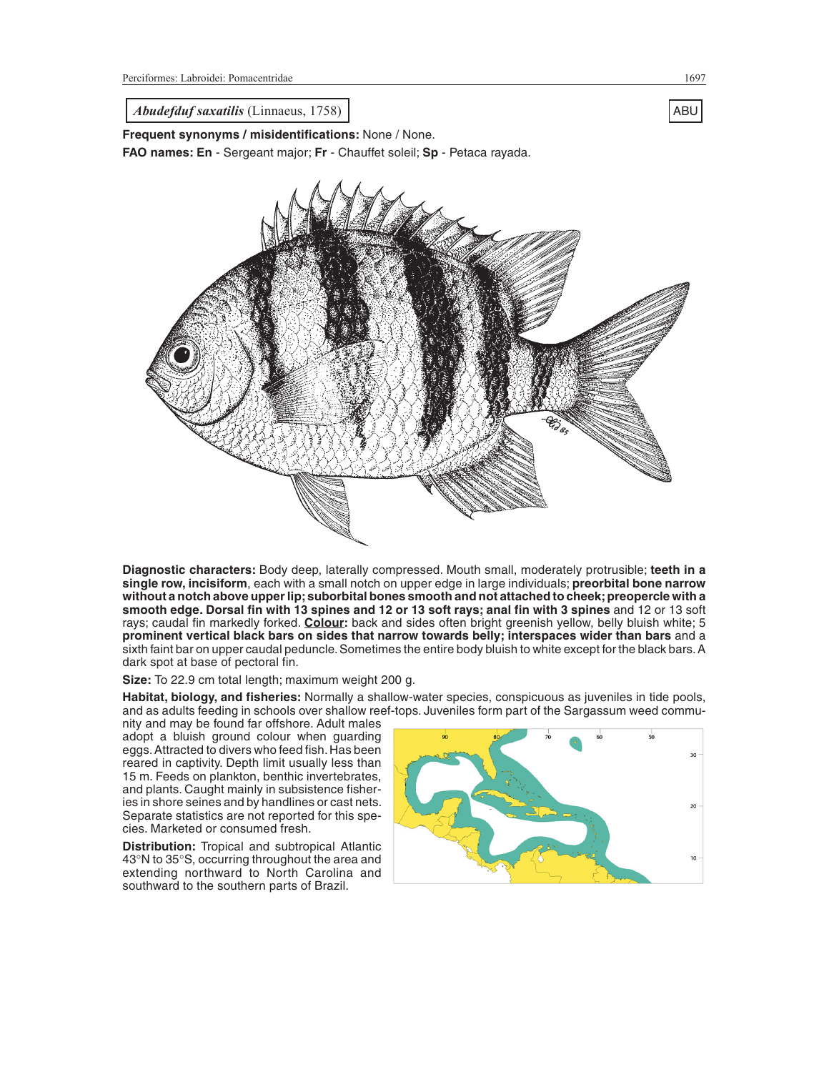*Abudefduf saxatilis* (Linnaeus, 1758)

ABU

**Frequent synonyms / misidentifications:** None / None.

**FAO names: En** - Sergeant major; **Fr** - Chauffet soleil; **Sp** - Petaca rayada.

**Diagnostic characters:** Body deep, laterally compressed. Mouth small, moderately protrusible; **teeth in a single row, incisiform**, each with a small notch on upper edge in large individuals; **preorbital bone narrow without a notch above upper lip; suborbital bones smooth and not attached to cheek; preopercle with a smooth edge. Dorsal fin with 13 spines and 12 or 13 soft rays; anal fin with 3 spines** and 12 or 13 soft rays; caudal fin markedly forked. **Colour:** back and sides often bright greenish yellow, belly bluish white; 5 **prominent vertical black bars on sides that narrow towards belly; interspaces wider than bars** and a sixth faint bar on upper caudal peduncle. Sometimes the entire body bluish to white except for the black bars. A dark spot at base of pectoral fin.

**Size:** To 22.9 cm total length; maximum weight 200 g.

**Habitat, biology, and fisheries:** Normally a shallow-water species, conspicuous as juveniles in tide pools, and as adults feeding in schools over shallow reef-tops. Juveniles form part of the Sargassum weed community and may be found far offshore. Adult males adopt a bluish ground colour when guarding eggs. Attracted to divers who feed fish. Has been reared in captivity. Depth limit usually less than 15 m. Feeds on plankton, benthic invertebrates, and plants. Caught mainly in subsistence fisheries in shore seines and by handlines or cast nets. Separate statistics are not reported for this species. Marketed or consumed fresh.

**Distribution:** Tropical and subtropical Atlantic 43°N to 35°S, occurring throughout the area and extending northward to North Carolina and southward to the southern parts of Brazil.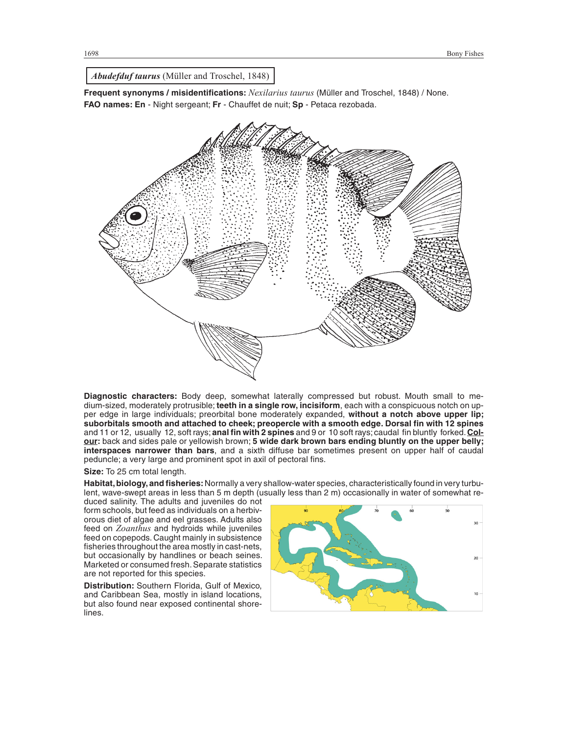***Abudefduf taurus*** (Müller and Troschel, 1848)

**Frequent synonyms / misidentifications:** *Nexilarius taurus* (Müller and Troschel, 1848) / None.

**FAO names: En** - Night sergeant; **Fr** - Chauffet de nuit; **Sp** - Petaca rezobada.

**Diagnostic characters:** Body deep, somewhat laterally compressed but robust. Mouth small to medium-sized, moderately protrusible; **teeth in a single row, incisiform**, each with a conspicuous notch on upper edge in large individuals; preorbital bone moderately expanded, **without a notch above upper lip; suborbitals smooth and attached to cheek; preopercle with a smooth edge. Dorsal fin with 12 spines** and 11 or 12, usually 12, soft rays; **anal fin with 2 spines** and 9 or 10 soft rays; caudal fin bluntly forked. **Colour:** back and sides pale or yellowish brown; **5 wide dark brown bars ending bluntly on the upper belly; interspaces narrower than bars**, and a sixth diffuse bar sometimes present on upper half of caudal peduncle; a very large and prominent spot in axil of pectoral fins.

**Size:** To 25 cm total length.

**Habitat, biology, and fisheries:** Normally a very shallow-water species, characteristically found in very turbulent, wave-swept areas in less than 5 m depth (usually less than 2 m) occasionally in water of somewhat reduced salinity. The adults and juveniles do not form schools, but feed as individuals on a herbivorous diet of algae and eel grasses. Adults also feed on *Zoanthus* and hydroids while juveniles feed on copepods. Caught mainly in subsistence fisheries throughout the area mostly in cast-nets, but occasionally by handlines or beach seines. Marketed or consumed fresh. Separate statistics are not reported for this species.

**Distribution:** Southern Florida, Gulf of Mexico, and Caribbean Sea, mostly in island locations, but also found near exposed continental shorelines.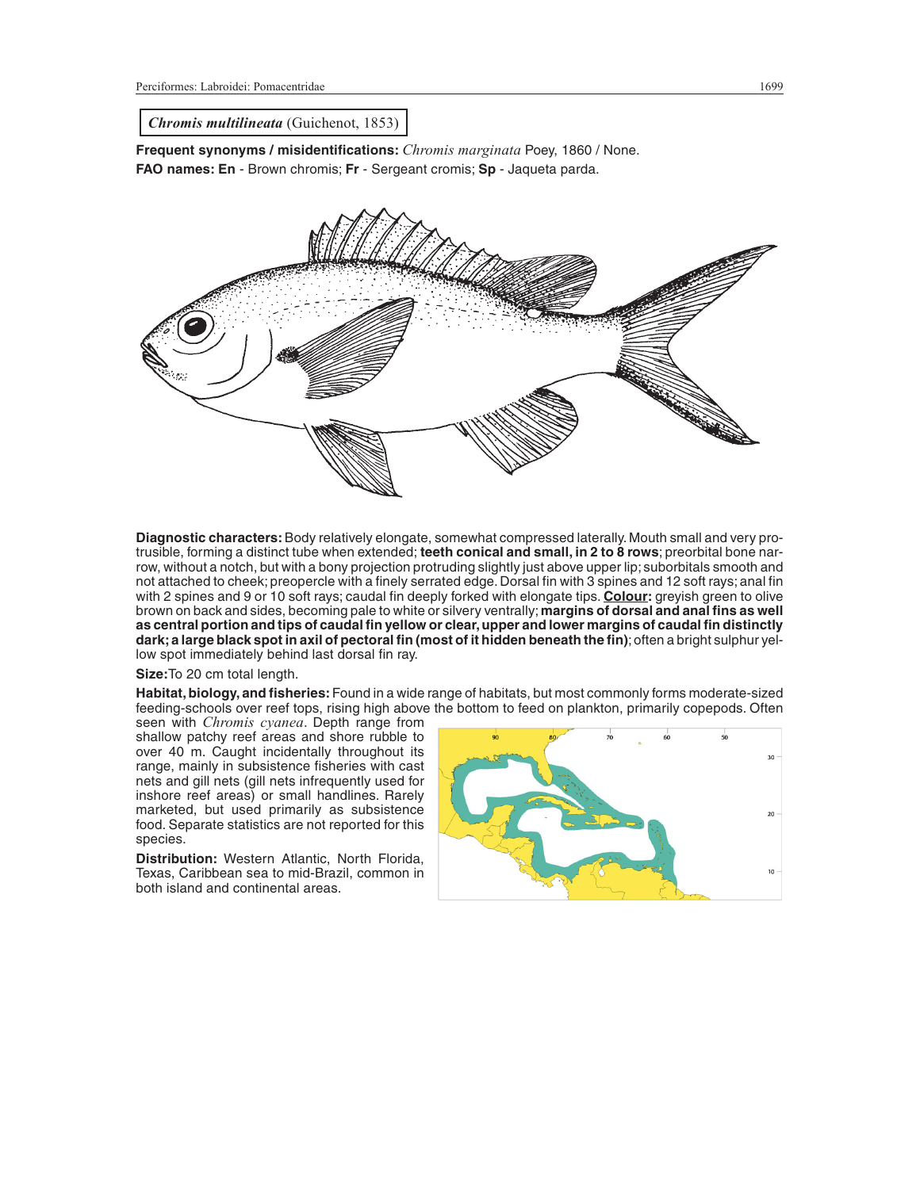**_Chromis multilineata_** (Guichenot, 1853)

**Frequent synonyms / misidentifications:** _Chromis marginata_ Poey, 1860 / None.

**FAO names: En** - Brown chromis; **Fr** - Sergeant cromis; **Sp** - Jaqueta parda.

**Diagnostic characters:** Body relatively elongate, somewhat compressed laterally. Mouth small and very protrusible, forming a distinct tube when extended; **teeth conical and small, in 2 to 8 rows**; preorbital bone narrow, without a notch, but with a bony projection protruding slightly just above upper lip; suborbitals smooth and not attached to cheek; preopercle with a finely serrated edge. Dorsal fin with 3 spines and 12 soft rays; anal fin with 2 spines and 9 or 10 soft rays; caudal fin deeply forked with elongate tips. **Colour:** greyish green to olive brown on back and sides, becoming pale to white or silvery ventrally; **margins of dorsal and anal fins as well as central portion and tips of caudal fin yellow or clear, upper and lower margins of caudal fin distinctly dark; a large black spot in axil of pectoral fin (most of it hidden beneath the fin)**; often a bright sulphur yellow spot immediately behind last dorsal fin ray.

**Size:** To 20 cm total length.

**Habitat, biology, and fisheries:** Found in a wide range of habitats, but most commonly forms moderate-sized feeding-schools over reef tops, rising high above the bottom to feed on plankton, primarily copepods. Often seen with _Chromis cyanea_. Depth range from shallow patchy reef areas and shore rubble to over 40 m. Caught incidentally throughout its range, mainly in subsistence fisheries with cast nets and gill nets (gill nets infrequently used for inshore reef areas) or small handlines. Rarely marketed, but used primarily as subsistence food. Separate statistics are not reported for this species.

**Distribution:** Western Atlantic, North Florida, Texas, Caribbean sea to mid-Brazil, common in both island and continental areas.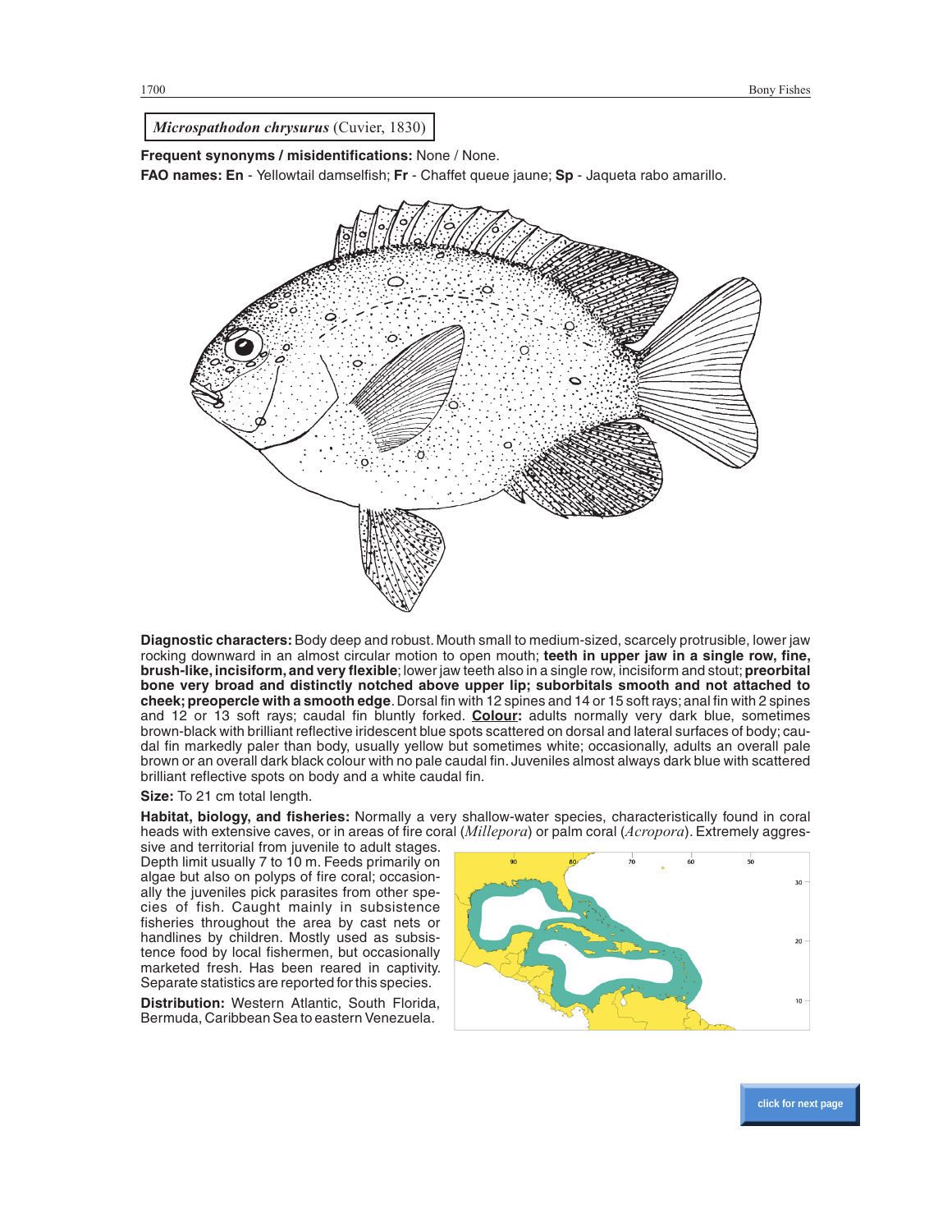## *Microspathodon chrysurus* (Cuvier, 1830)

**Frequent synonyms / misidentifications:** None / None.

**FAO names: En** - Yellowtail damselfish; **Fr** - Chaffet queue jaune; **Sp** - Jaqueta rabo amarillo.

**Diagnostic characters:** Body deep and robust. Mouth small to medium-sized, scarcely protrusible, lower jaw rocking downward in an almost circular motion to open mouth; **teeth in upper jaw in a single row, fine, brush-like, incisiform, and very flexible**; lower jaw teeth also in a single row, incisiform and stout; **preorbital bone very broad and distinctly notched above upper lip; suborbitals smooth and not attached to cheek; preopercle with a smooth edge**. Dorsal fin with 12 spines and 14 or 15 soft rays; anal fin with 2 spines and 12 or 13 soft rays; caudal fin bluntly forked. **Colour:** adults normally very dark blue, sometimes brown-black with brilliant reflective iridescent blue spots scattered on dorsal and lateral surfaces of body; caudal fin markedly paler than body, usually yellow but sometimes white; occasionally, adults an overall pale brown or an overall dark black colour with no pale caudal fin. Juveniles almost always dark blue with scattered brilliant reflective spots on body and a white caudal fin.

**Size:** To 21 cm total length.

**Habitat, biology, and fisheries:** Normally a very shallow-water species, characteristically found in coral heads with extensive caves, or in areas of fire coral (*Millepora*) or palm coral (*Acropora*). Extremely aggressive and territorial from juvenile to adult stages. Depth limit usually 7 to 10 m. Feeds primarily on algae but also on polyps of fire coral; occasionally the juveniles pick parasites from other species of fish. Caught mainly in subsistence fisheries throughout the area by cast nets or handlines by children. Mostly used as subsistence food by local fishermen, but occasionally marketed fresh. Has been reared in captivity. Separate statistics are reported for this species.

**Distribution:** Western Atlantic, South Florida, Bermuda, Caribbean Sea to eastern Venezuela.